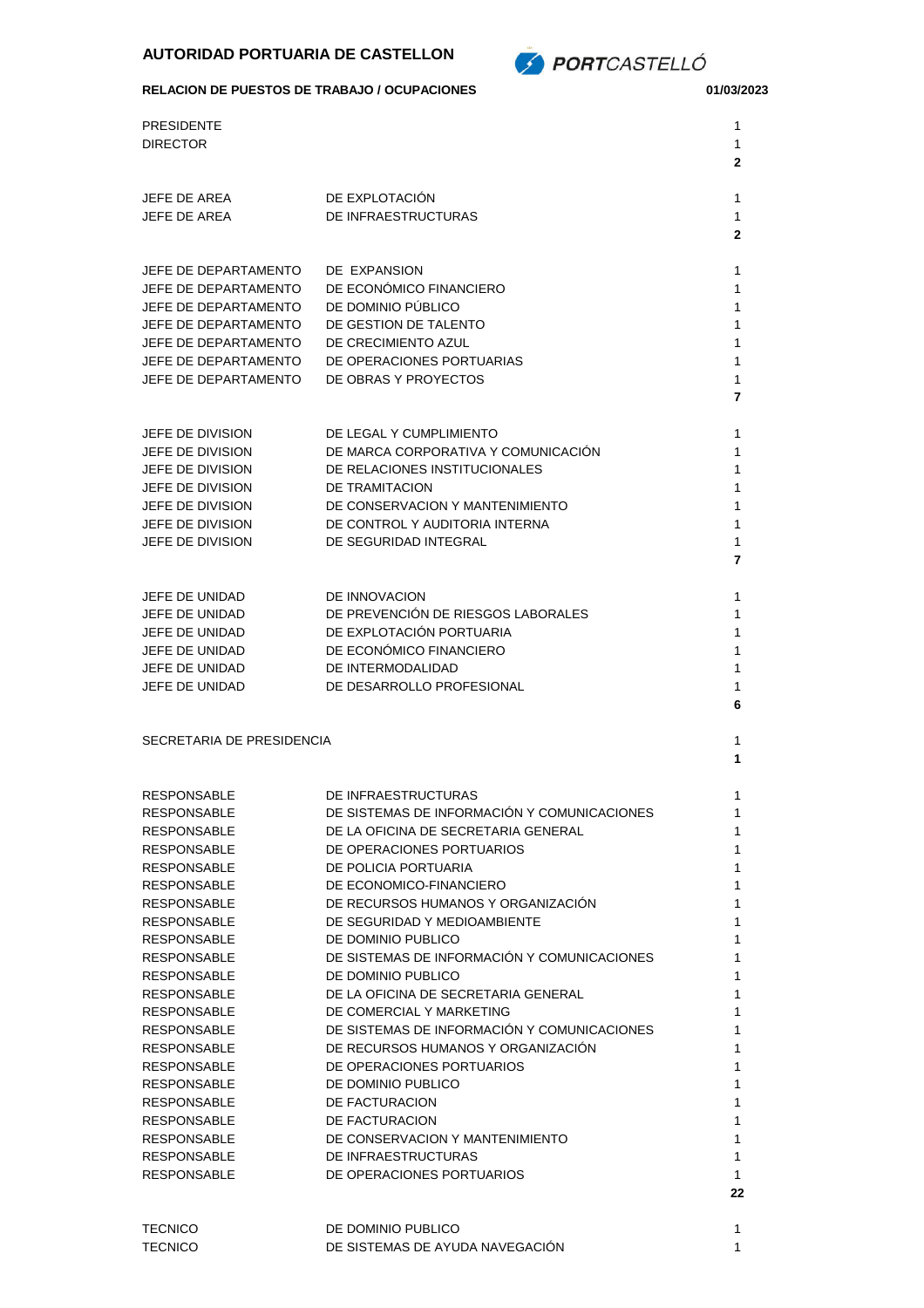**AUTORIDAD PORTUARIA DE CASTELLON**

PORTCASTELLÓ

**RELACION DE PUESTOS DE TRABAJO / OCUPACIONES** **01/03/2023**

| Puesto | Área | Nº |
|---|---|---|
| PRESIDENTE | | 1 |
| DIRECTOR | | 1 |
| | | **2** |
| JEFE DE AREA | DE EXPLOTACIÓN | 1 |
| JEFE DE AREA | DE INFRAESTRUCTURAS | 1 |
| | | **2** |
| JEFE DE DEPARTAMENTO | DE EXPANSION | 1 |
| JEFE DE DEPARTAMENTO | DE ECONÓMICO FINANCIERO | 1 |
| JEFE DE DEPARTAMENTO | DE DOMINIO PÚBLICO | 1 |
| JEFE DE DEPARTAMENTO | DE GESTION DE TALENTO | 1 |
| JEFE DE DEPARTAMENTO | DE CRECIMIENTO AZUL | 1 |
| JEFE DE DEPARTAMENTO | DE OPERACIONES PORTUARIAS | 1 |
| JEFE DE DEPARTAMENTO | DE OBRAS Y PROYECTOS | 1 |
| | | **7** |
| JEFE DE DIVISION | DE LEGAL Y CUMPLIMIENTO | 1 |
| JEFE DE DIVISION | DE MARCA CORPORATIVA Y COMUNICACIÓN | 1 |
| JEFE DE DIVISION | DE RELACIONES INSTITUCIONALES | 1 |
| JEFE DE DIVISION | DE TRAMITACION | 1 |
| JEFE DE DIVISION | DE CONSERVACION Y MANTENIMIENTO | 1 |
| JEFE DE DIVISION | DE CONTROL Y AUDITORIA INTERNA | 1 |
| JEFE DE DIVISION | DE SEGURIDAD INTEGRAL | 1 |
| | | **7** |
| JEFE DE UNIDAD | DE INNOVACION | 1 |
| JEFE DE UNIDAD | DE PREVENCIÓN DE RIESGOS LABORALES | 1 |
| JEFE DE UNIDAD | DE EXPLOTACIÓN PORTUARIA | 1 |
| JEFE DE UNIDAD | DE ECONÓMICO FINANCIERO | 1 |
| JEFE DE UNIDAD | DE INTERMODALIDAD | 1 |
| JEFE DE UNIDAD | DE DESARROLLO PROFESIONAL | 1 |
| | | **6** |
| SECRETARIA DE PRESIDENCIA | | 1 |
| | | **1** |
| RESPONSABLE | DE INFRAESTRUCTURAS | 1 |
| RESPONSABLE | DE SISTEMAS DE INFORMACIÓN Y COMUNICACIONES | 1 |
| RESPONSABLE | DE LA OFICINA DE SECRETARIA GENERAL | 1 |
| RESPONSABLE | DE OPERACIONES PORTUARIOS | 1 |
| RESPONSABLE | DE POLICIA PORTUARIA | 1 |
| RESPONSABLE | DE ECONOMICO-FINANCIERO | 1 |
| RESPONSABLE | DE RECURSOS HUMANOS Y ORGANIZACIÓN | 1 |
| RESPONSABLE | DE SEGURIDAD Y MEDIOAMBIENTE | 1 |
| RESPONSABLE | DE DOMINIO PUBLICO | 1 |
| RESPONSABLE | DE SISTEMAS DE INFORMACIÓN Y COMUNICACIONES | 1 |
| RESPONSABLE | DE DOMINIO PUBLICO | 1 |
| RESPONSABLE | DE LA OFICINA DE SECRETARIA GENERAL | 1 |
| RESPONSABLE | DE COMERCIAL Y MARKETING | 1 |
| RESPONSABLE | DE SISTEMAS DE INFORMACIÓN Y COMUNICACIONES | 1 |
| RESPONSABLE | DE RECURSOS HUMANOS Y ORGANIZACIÓN | 1 |
| RESPONSABLE | DE OPERACIONES PORTUARIOS | 1 |
| RESPONSABLE | DE DOMINIO PUBLICO | 1 |
| RESPONSABLE | DE FACTURACION | 1 |
| RESPONSABLE | DE FACTURACION | 1 |
| RESPONSABLE | DE CONSERVACION Y MANTENIMIENTO | 1 |
| RESPONSABLE | DE INFRAESTRUCTURAS | 1 |
| RESPONSABLE | DE OPERACIONES PORTUARIOS | 1 |
| | | **22** |
| TECNICO | DE DOMINIO PUBLICO | 1 |
| TECNICO | DE SISTEMAS DE AYUDA NAVEGACIÓN | 1 |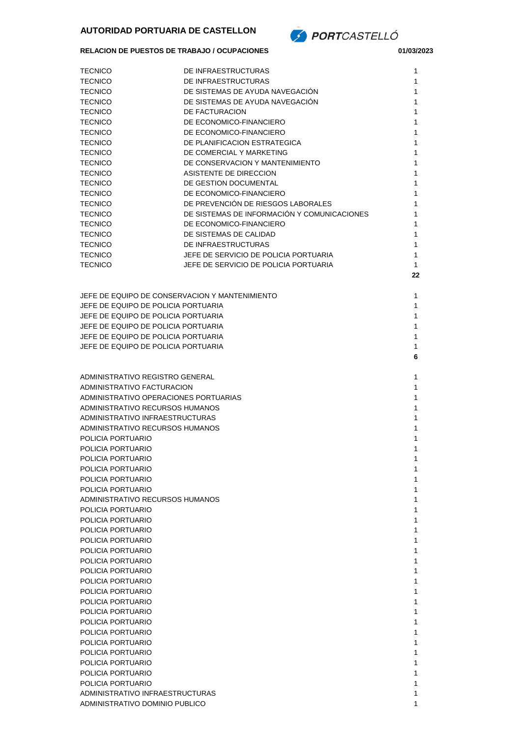**AUTORIDAD PORTUARIA DE CASTELLON**

**RELACION DE PUESTOS DE TRABAJO / OCUPACIONES** **01/03/2023**

| | | |
|---|---|---|
| TECNICO | DE INFRAESTRUCTURAS | 1 |
| TECNICO | DE INFRAESTRUCTURAS | 1 |
| TECNICO | DE SISTEMAS DE AYUDA NAVEGACIÓN | 1 |
| TECNICO | DE SISTEMAS DE AYUDA NAVEGACIÓN | 1 |
| TECNICO | DE FACTURACION | 1 |
| TECNICO | DE ECONOMICO-FINANCIERO | 1 |
| TECNICO | DE ECONOMICO-FINANCIERO | 1 |
| TECNICO | DE PLANIFICACION ESTRATEGICA | 1 |
| TECNICO | DE COMERCIAL Y MARKETING | 1 |
| TECNICO | DE CONSERVACION Y MANTENIMIENTO | 1 |
| TECNICO | ASISTENTE DE DIRECCION | 1 |
| TECNICO | DE GESTION DOCUMENTAL | 1 |
| TECNICO | DE ECONOMICO-FINANCIERO | 1 |
| TECNICO | DE PREVENCIÓN DE RIESGOS LABORALES | 1 |
| TECNICO | DE SISTEMAS DE INFORMACIÓN Y COMUNICACIONES | 1 |
| TECNICO | DE ECONOMICO-FINANCIERO | 1 |
| TECNICO | DE SISTEMAS DE CALIDAD | 1 |
| TECNICO | DE INFRAESTRUCTURAS | 1 |
| TECNICO | JEFE DE SERVICIO DE POLICIA PORTUARIA | 1 |
| TECNICO | JEFE DE SERVICIO DE POLICIA PORTUARIA | 1 |
| | | **22** |

| | |
|---|---|
| JEFE DE EQUIPO DE CONSERVACION Y MANTENIMIENTO | 1 |
| JEFE DE EQUIPO DE POLICIA PORTUARIA | 1 |
| JEFE DE EQUIPO DE POLICIA PORTUARIA | 1 |
| JEFE DE EQUIPO DE POLICIA PORTUARIA | 1 |
| JEFE DE EQUIPO DE POLICIA PORTUARIA | 1 |
| JEFE DE EQUIPO DE POLICIA PORTUARIA | 1 |
| | **6** |

| | |
|---|---|
| ADMINISTRATIVO REGISTRO GENERAL | 1 |
| ADMINISTRATIVO FACTURACION | 1 |
| ADMINISTRATIVO OPERACIONES PORTUARIAS | 1 |
| ADMINISTRATIVO RECURSOS HUMANOS | 1 |
| ADMINISTRATIVO INFRAESTRUCTURAS | 1 |
| ADMINISTRATIVO RECURSOS HUMANOS | 1 |
| POLICIA PORTUARIO | 1 |
| POLICIA PORTUARIO | 1 |
| POLICIA PORTUARIO | 1 |
| POLICIA PORTUARIO | 1 |
| POLICIA PORTUARIO | 1 |
| POLICIA PORTUARIO | 1 |
| ADMINISTRATIVO RECURSOS HUMANOS | 1 |
| POLICIA PORTUARIO | 1 |
| POLICIA PORTUARIO | 1 |
| POLICIA PORTUARIO | 1 |
| POLICIA PORTUARIO | 1 |
| POLICIA PORTUARIO | 1 |
| POLICIA PORTUARIO | 1 |
| POLICIA PORTUARIO | 1 |
| POLICIA PORTUARIO | 1 |
| POLICIA PORTUARIO | 1 |
| POLICIA PORTUARIO | 1 |
| POLICIA PORTUARIO | 1 |
| POLICIA PORTUARIO | 1 |
| POLICIA PORTUARIO | 1 |
| POLICIA PORTUARIO | 1 |
| POLICIA PORTUARIO | 1 |
| POLICIA PORTUARIO | 1 |
| POLICIA PORTUARIO | 1 |
| POLICIA PORTUARIO | 1 |
| ADMINISTRATIVO INFRAESTRUCTURAS | 1 |
| ADMINISTRATIVO DOMINIO PUBLICO | 1 |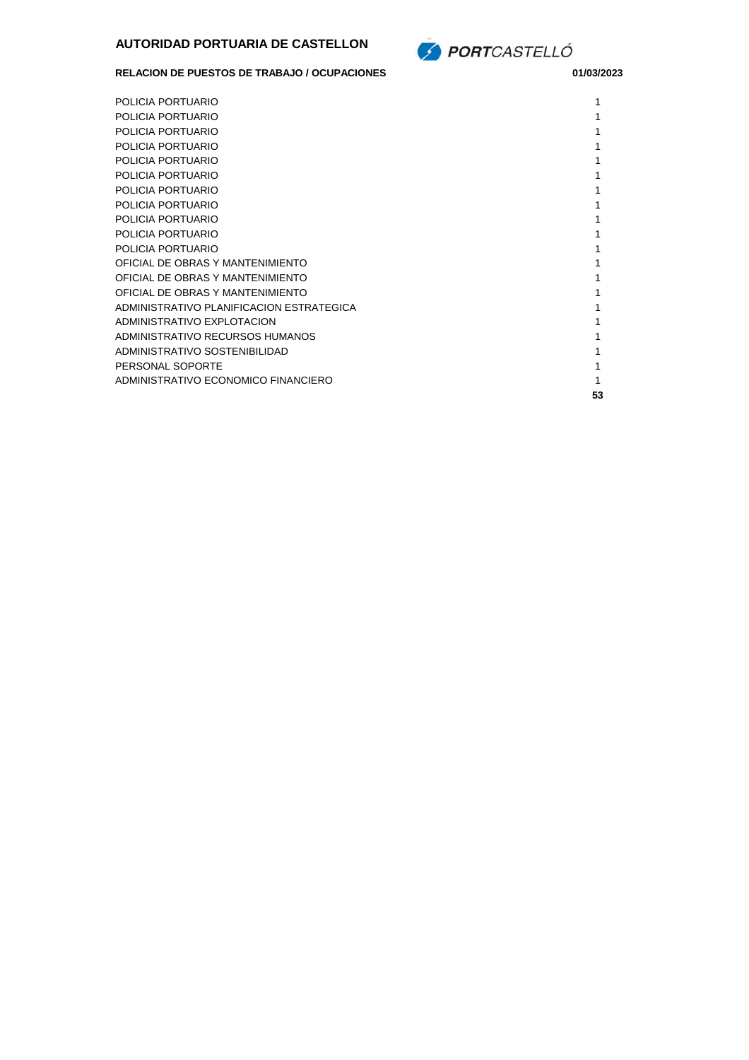**AUTORIDAD PORTUARIA DE CASTELLON**

PORTCASTELLÓ

**RELACION DE PUESTOS DE TRABAJO / OCUPACIONES** **01/03/2023**

| | |
|---|---|
| POLICIA PORTUARIO | 1 |
| POLICIA PORTUARIO | 1 |
| POLICIA PORTUARIO | 1 |
| POLICIA PORTUARIO | 1 |
| POLICIA PORTUARIO | 1 |
| POLICIA PORTUARIO | 1 |
| POLICIA PORTUARIO | 1 |
| POLICIA PORTUARIO | 1 |
| POLICIA PORTUARIO | 1 |
| POLICIA PORTUARIO | 1 |
| POLICIA PORTUARIO | 1 |
| OFICIAL DE OBRAS Y MANTENIMIENTO | 1 |
| OFICIAL DE OBRAS Y MANTENIMIENTO | 1 |
| OFICIAL DE OBRAS Y MANTENIMIENTO | 1 |
| ADMINISTRATIVO PLANIFICACION ESTRATEGICA | 1 |
| ADMINISTRATIVO EXPLOTACION | 1 |
| ADMINISTRATIVO RECURSOS HUMANOS | 1 |
| ADMINISTRATIVO SOSTENIBILIDAD | 1 |
| PERSONAL SOPORTE | 1 |
| ADMINISTRATIVO ECONOMICO FINANCIERO | 1 |
| | **53** |